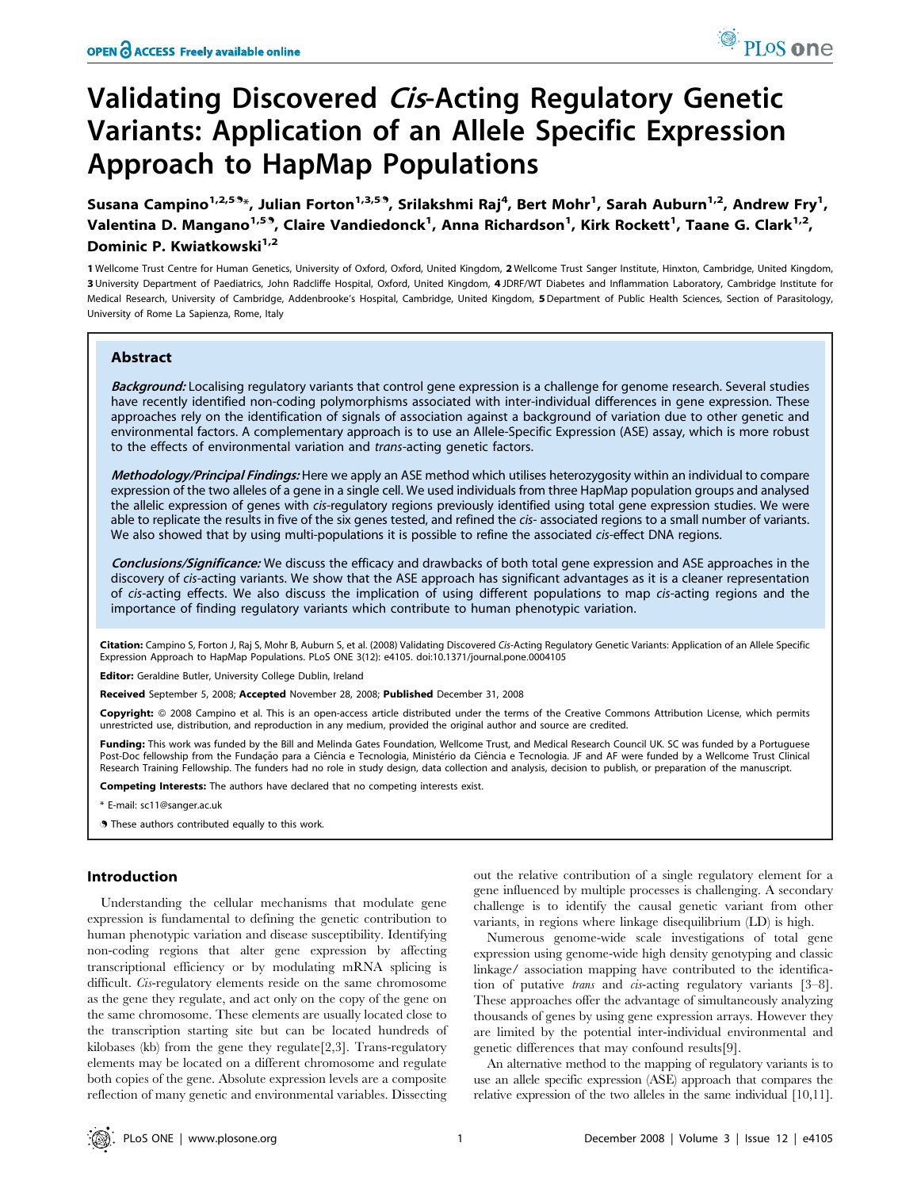# Validating Discovered *Cis*-Acting Regulatory Genetic Variants: Application of an Allele Specific Expression Approach to HapMap Populations

**Susana Campino[1,2,5]\*, Julian Forton[1,3,5], Srilakshmi Raj[4], Bert Mohr[1], Sarah Auburn[1,2], Andrew Fry[1], Valentina D. Mangano[1,5], Claire Vandiedonck[1], Anna Richardson[1], Kirk Rockett[1], Taane G. Clark[1,2], Dominic P. Kwiatkowski[1,2]**

1 Wellcome Trust Centre for Human Genetics, University of Oxford, Oxford, United Kingdom, 2 Wellcome Trust Sanger Institute, Hinxton, Cambridge, United Kingdom, 3 University Department of Paediatrics, John Radcliffe Hospital, Oxford, United Kingdom, 4 JDRF/WT Diabetes and Inflammation Laboratory, Cambridge Institute for Medical Research, University of Cambridge, Addenbrooke's Hospital, Cambridge, United Kingdom, 5 Department of Public Health Sciences, Section of Parasitology, University of Rome La Sapienza, Rome, Italy

## Abstract

***Background:*** Localising regulatory variants that control gene expression is a challenge for genome research. Several studies have recently identified non-coding polymorphisms associated with inter-individual differences in gene expression. These approaches rely on the identification of signals of association against a background of variation due to other genetic and environmental factors. A complementary approach is to use an Allele-Specific Expression (ASE) assay, which is more robust to the effects of environmental variation and *trans*-acting genetic factors.

***Methodology/Principal Findings:*** Here we apply an ASE method which utilises heterozygosity within an individual to compare expression of the two alleles of a gene in a single cell. We used individuals from three HapMap population groups and analysed the allelic expression of genes with *cis*-regulatory regions previously identified using total gene expression studies. We were able to replicate the results in five of the six genes tested, and refined the *cis*- associated regions to a small number of variants. We also showed that by using multi-populations it is possible to refine the associated *cis*-effect DNA regions.

***Conclusions/Significance:*** We discuss the efficacy and drawbacks of both total gene expression and ASE approaches in the discovery of *cis*-acting variants. We show that the ASE approach has significant advantages as it is a cleaner representation of *cis*-acting effects. We also discuss the implication of using different populations to map *cis*-acting regions and the importance of finding regulatory variants which contribute to human phenotypic variation.

**Citation:** Campino S, Forton J, Raj S, Mohr B, Auburn S, et al. (2008) Validating Discovered *Cis*-Acting Regulatory Genetic Variants: Application of an Allele Specific Expression Approach to HapMap Populations. PLoS ONE 3(12): e4105. doi:10.1371/journal.pone.0004105

**Editor:** Geraldine Butler, University College Dublin, Ireland

**Received** September 5, 2008; **Accepted** November 28, 2008; **Published** December 31, 2008

**Copyright:** © 2008 Campino et al. This is an open-access article distributed under the terms of the Creative Commons Attribution License, which permits unrestricted use, distribution, and reproduction in any medium, provided the original author and source are credited.

**Funding:** This work was funded by the Bill and Melinda Gates Foundation, Wellcome Trust, and Medical Research Council UK. SC was funded by a Portuguese Post-Doc fellowship from the Fundação para a Ciência e Tecnologia, Ministério da Ciência e Tecnologia. JF and AF were funded by a Wellcome Trust Clinical Research Training Fellowship. The funders had no role in study design, data collection and analysis, decision to publish, or preparation of the manuscript.

**Competing Interests:** The authors have declared that no competing interests exist.

\* E-mail: sc11@sanger.ac.uk

These authors contributed equally to this work.

## Introduction

Understanding the cellular mechanisms that modulate gene expression is fundamental to defining the genetic contribution to human phenotypic variation and disease susceptibility. Identifying non-coding regions that alter gene expression by affecting transcriptional efficiency or by modulating mRNA splicing is difficult. *Cis*-regulatory elements reside on the same chromosome as the gene they regulate, and act only on the copy of the gene on the same chromosome. These elements are usually located close to the transcription starting site but can be located hundreds of kilobases (kb) from the gene they regulate[2,3]. Trans-regulatory elements may be located on a different chromosome and regulate both copies of the gene. Absolute expression levels are a composite reflection of many genetic and environmental variables. Dissecting out the relative contribution of a single regulatory element for a gene influenced by multiple processes is challenging. A secondary challenge is to identify the causal genetic variant from other variants, in regions where linkage disequilibrium (LD) is high.

Numerous genome-wide scale investigations of total gene expression using genome-wide high density genotyping and classic linkage/ association mapping have contributed to the identification of putative *trans* and *cis*-acting regulatory variants [3–8]. These approaches offer the advantage of simultaneously analyzing thousands of genes by using gene expression arrays. However they are limited by the potential inter-individual environmental and genetic differences that may confound results[9].

An alternative method to the mapping of regulatory variants is to use an allele specific expression (ASE) approach that compares the relative expression of the two alleles in the same individual [10,11].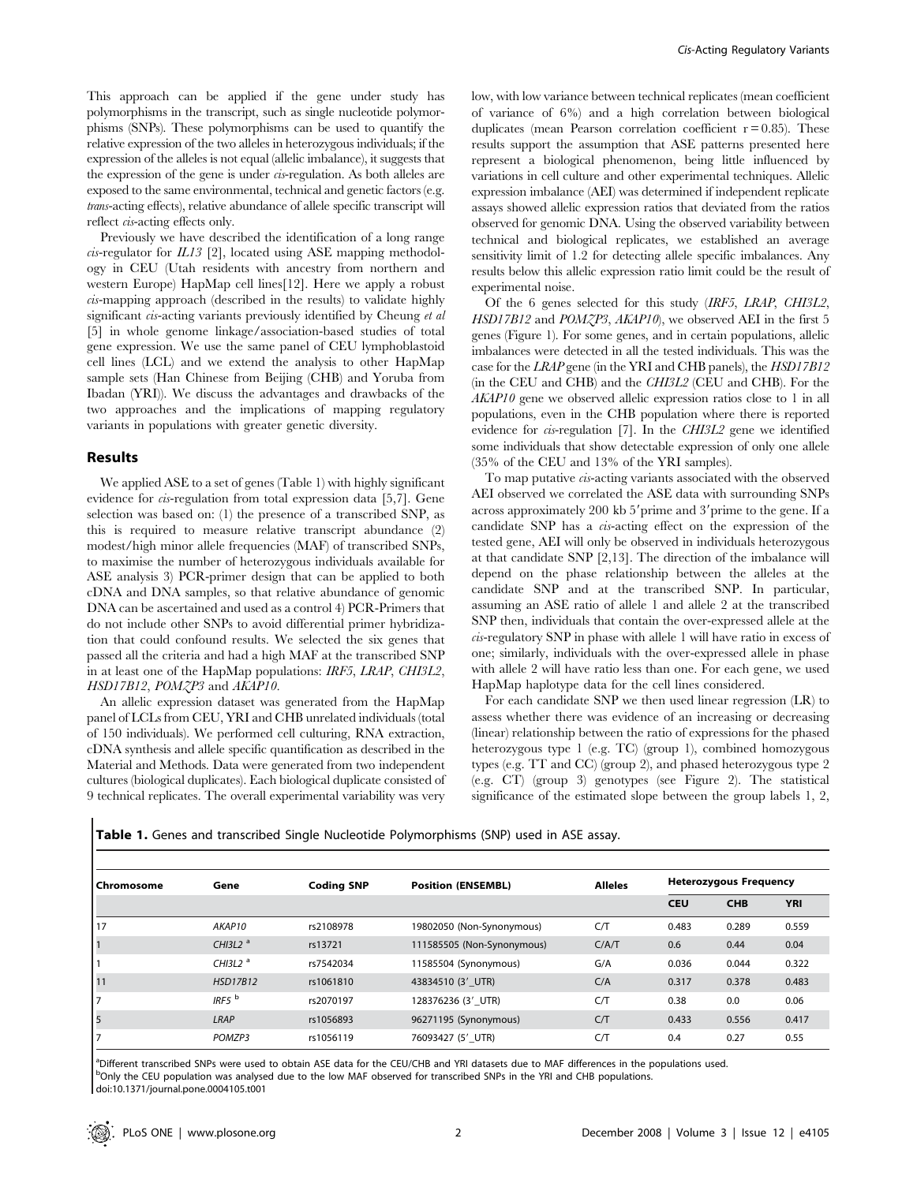This approach can be applied if the gene under study has polymorphisms in the transcript, such as single nucleotide polymorphisms (SNPs). These polymorphisms can be used to quantify the relative expression of the two alleles in heterozygous individuals; if the expression of the alleles is not equal (allelic imbalance), it suggests that the expression of the gene is under *cis*-regulation. As both alleles are exposed to the same environmental, technical and genetic factors (e.g. *trans*-acting effects), relative abundance of allele specific transcript will reflect *cis*-acting effects only.

Previously we have described the identification of a long range *cis*-regulator for *IL13* [2], located using ASE mapping methodology in CEU (Utah residents with ancestry from northern and western Europe) HapMap cell lines[12]. Here we apply a robust *cis*-mapping approach (described in the results) to validate highly significant *cis*-acting variants previously identified by Cheung *et al* [5] in whole genome linkage/association-based studies of total gene expression. We use the same panel of CEU lymphoblastoid cell lines (LCL) and we extend the analysis to other HapMap sample sets (Han Chinese from Beijing (CHB) and Yoruba from Ibadan (YRI)). We discuss the advantages and drawbacks of the two approaches and the implications of mapping regulatory variants in populations with greater genetic diversity.

## Results

We applied ASE to a set of genes (Table 1) with highly significant evidence for *cis*-regulation from total expression data [5,7]. Gene selection was based on: (1) the presence of a transcribed SNP, as this is required to measure relative transcript abundance (2) modest/high minor allele frequencies (MAF) of transcribed SNPs, to maximise the number of heterozygous individuals available for ASE analysis 3) PCR-primer design that can be applied to both cDNA and DNA samples, so that relative abundance of genomic DNA can be ascertained and used as a control 4) PCR-Primers that do not include other SNPs to avoid differential primer hybridization that could confound results. We selected the six genes that passed all the criteria and had a high MAF at the transcribed SNP in at least one of the HapMap populations: *IRF5*, *LRAP*, *CHI3L2*, *HSD17B12*, *POMZP3* and *AKAP10*.

An allelic expression dataset was generated from the HapMap panel of LCLs from CEU, YRI and CHB unrelated individuals (total of 150 individuals). We performed cell culturing, RNA extraction, cDNA synthesis and allele specific quantification as described in the Material and Methods. Data were generated from two independent cultures (biological duplicates). Each biological duplicate consisted of 9 technical replicates. The overall experimental variability was very low, with low variance between technical replicates (mean coefficient of variance of 6%) and a high correlation between biological duplicates (mean Pearson correlation coefficient $r = 0.85$). These results support the assumption that ASE patterns presented here represent a biological phenomenon, being little influenced by variations in cell culture and other experimental techniques. Allelic expression imbalance (AEI) was determined if independent replicate assays showed allelic expression ratios that deviated from the ratios observed for genomic DNA. Using the observed variability between technical and biological replicates, we established an average sensitivity limit of 1.2 for detecting allele specific imbalances. Any results below this allelic expression ratio limit could be the result of experimental noise.

Of the 6 genes selected for this study (*IRF5*, *LRAP*, *CHI3L2*, *HSD17B12* and *POMZP3*, *AKAP10*), we observed AEI in the first 5 genes (Figure 1). For some genes, and in certain populations, allelic imbalances were detected in all the tested individuals. This was the case for the *LRAP* gene (in the YRI and CHB panels), the *HSD17B12* (in the CEU and CHB) and the *CHI3L2* (CEU and CHB). For the *AKAP10* gene we observed allelic expression ratios close to 1 in all populations, even in the CHB population where there is reported evidence for *cis*-regulation [7]. In the *CHI3L2* gene we identified some individuals that show detectable expression of only one allele (35% of the CEU and 13% of the YRI samples).

To map putative *cis*-acting variants associated with the observed AEI observed we correlated the ASE data with surrounding SNPs across approximately 200 kb 5′prime and 3′prime to the gene. If a candidate SNP has a *cis*-acting effect on the expression of the tested gene, AEI will only be observed in individuals heterozygous at that candidate SNP [2,13]. The direction of the imbalance will depend on the phase relationship between the alleles at the candidate SNP and at the transcribed SNP. In particular, assuming an ASE ratio of allele 1 and allele 2 at the transcribed SNP then, individuals that contain the over-expressed allele at the *cis*-regulatory SNP in phase with allele 1 will have ratio in excess of one; similarly, individuals with the over-expressed allele in phase with allele 2 will have ratio less than one. For each gene, we used HapMap haplotype data for the cell lines considered.

For each candidate SNP we then used linear regression (LR) to assess whether there was evidence of an increasing or decreasing (linear) relationship between the ratio of expressions for the phased heterozygous type 1 (e.g. TC) (group 1), combined homozygous types (e.g. TT and CC) (group 2), and phased heterozygous type 2 (e.g. CT) (group 3) genotypes (see Figure 2). The statistical significance of the estimated slope between the group labels 1, 2,

**Table 1.** Genes and transcribed Single Nucleotide Polymorphisms (SNP) used in ASE assay.

| Chromosome | Gene | Coding SNP | Position (ENSEMBL) | Alleles | Heterozygous Frequency | | |
|---|---|---|---|---|---|---|---|
| | | | | | CEU | CHB | YRI |
| 17 | *AKAP10* | rs2108978 | 19802050 (Non-Synonymous) | C/T | 0.483 | 0.289 | 0.559 |
| 1 | *CHI3L2* [a] | rs13721 | 111585505 (Non-Synonymous) | C/A/T | 0.6 | 0.44 | 0.04 |
| 1 | *CHI3L2* [a] | rs7542034 | 11585504 (Synonymous) | G/A | 0.036 | 0.044 | 0.322 |
| 11 | *HSD17B12* | rs1061810 | 43834510 (3′_UTR) | C/A | 0.317 | 0.378 | 0.483 |
| 7 | *IRF5* [b] | rs2070197 | 128376236 (3′_UTR) | C/T | 0.38 | 0.0 | 0.06 |
| 5 | *LRAP* | rs1056893 | 96271195 (Synonymous) | C/T | 0.433 | 0.556 | 0.417 |
| 7 | *POMZP3* | rs1056119 | 76093427 (5′_UTR) | C/T | 0.4 | 0.27 | 0.55 |

[a]Different transcribed SNPs were used to obtain ASE data for the CEU/CHB and YRI datasets due to MAF differences in the populations used.
[b]Only the CEU population was analysed due to the low MAF observed for transcribed SNPs in the YRI and CHB populations.
doi:10.1371/journal.pone.0004105.t001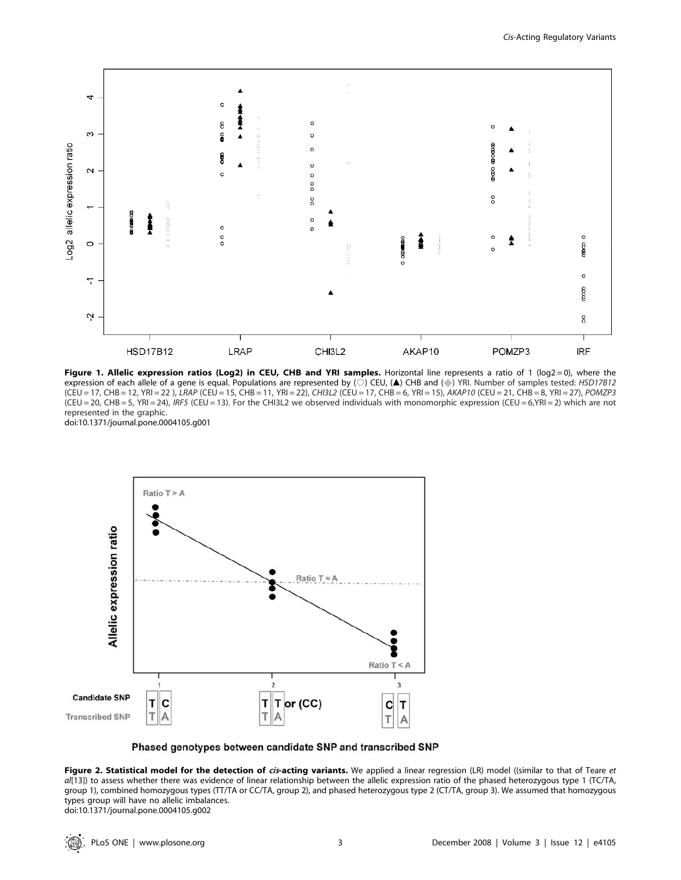**Figure 1. Allelic expression ratios (Log2) in CEU, CHB and YRI samples.** Horizontal line represents a ratio of 1 (log2 = 0), where the expression of each allele of a gene is equal. Populations are represented by (○) CEU, (▲) CHB and (◆) YRI. Number of samples tested: *HSD17B12* (CEU = 17, CHB = 12, YRI = 22 ), *LRAP* (CEU = 15, CHB = 11, YRI = 22), *CHI3L2* (CEU = 17, CHB = 6, YRI = 15), *AKAP10* (CEU = 21, CHB = 8, YRI = 27), *POMZP3* (CEU = 20, CHB = 5, YRI = 24), *IRF5* (CEU = 13). For the CHI3L2 we observed individuals with monomorphic expression (CEU = 6,YRI = 2) which are not represented in the graphic.
doi:10.1371/journal.pone.0004105.g001

**Figure 2. Statistical model for the detection of *cis*-acting variants.** We applied a linear regression (LR) model ((similar to that of Teare *et al*[13]) to assess whether there was evidence of linear relationship between the allelic expression ratio of the phased heterozygous type 1 (TC/TA, group 1), combined homozygous types (TT/TA or CC/TA, group 2), and phased heterozygous type 2 (CT/TA, group 3). We assumed that homozygous types group will have no allelic imbalances.
doi:10.1371/journal.pone.0004105.g002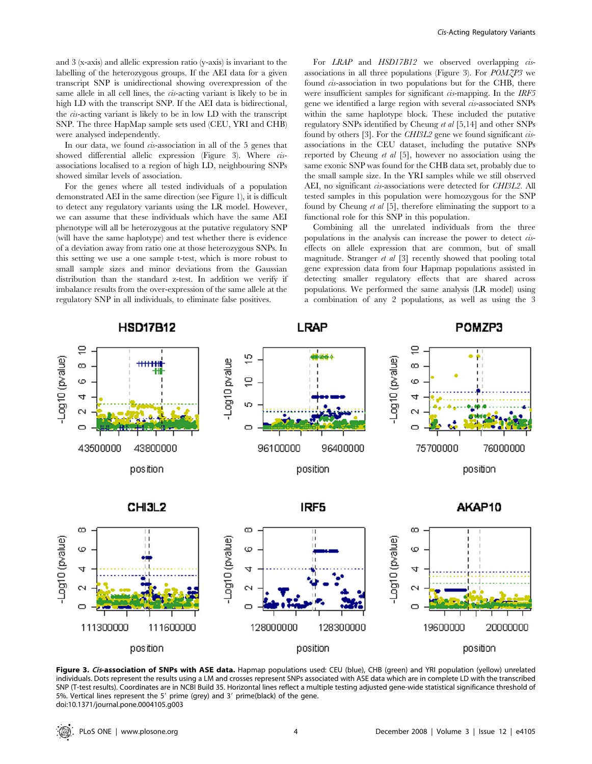and 3 (x-axis) and allelic expression ratio (y-axis) is invariant to the labelling of the heterozygous groups. If the AEI data for a given transcript SNP is unidirectional showing overexpression of the same allele in all cell lines, the *cis*-acting variant is likely to be in high LD with the transcript SNP. If the AEI data is bidirectional, the *cis*-acting variant is likely to be in low LD with the transcript SNP. The three HapMap sample sets used (CEU, YRI and CHB) were analysed independently.

In our data, we found *cis*-association in all of the 5 genes that showed differential allelic expression (Figure 3). Where *cis*-associations localised to a region of high LD, neighbouring SNPs showed similar levels of association.

For the genes where all tested individuals of a population demonstrated AEI in the same direction (see Figure 1), it is difficult to detect any regulatory variants using the LR model. However, we can assume that these individuals which have the same AEI phenotype will all be heterozygous at the putative regulatory SNP (will have the same haplotype) and test whether there is evidence of a deviation away from ratio one at those heterozygous SNPs. In this setting we use a one sample t-test, which is more robust to small sample sizes and minor deviations from the Gaussian distribution than the standard z-test. In addition we verify if imbalance results from the over-expression of the same allele at the regulatory SNP in all individuals, to eliminate false positives.

For *LRAP* and *HSD17B12* we observed overlapping *cis*-associations in all three populations (Figure 3). For *POMZP3* we found *cis*-association in two populations but for the CHB, there were insufficient samples for significant *cis*-mapping. In the *IRF5* gene we identified a large region with several *cis*-associated SNPs within the same haplotype block. These included the putative regulatory SNPs identified by Cheung *et al* [5,14] and other SNPs found by others [3]. For the *CHI3L2* gene we found significant *cis*-associations in the CEU dataset, including the putative SNPs reported by Cheung *et al* [5], however no association using the same exonic SNP was found for the CHB data set, probably due to the small sample size. In the YRI samples while we still observed AEI, no significant *cis*-associations were detected for *CHI3L2*. All tested samples in this population were homozygous for the SNP found by Cheung *et al* [5], therefore eliminating the support to a functional role for this SNP in this population.

Combining all the unrelated individuals from the three populations in the analysis can increase the power to detect *cis*-effects on allele expression that are common, but of small magnitude. Stranger *et al* [3] recently showed that pooling total gene expression data from four Hapmap populations assisted in detecting smaller regulatory effects that are shared across populations. We performed the same analysis (LR model) using a combination of any 2 populations, as well as using the 3

**Figure 3. *Cis*-association of SNPs with ASE data.** Hapmap populations used: CEU (blue), CHB (green) and YRI population (yellow) unrelated individuals. Dots represent the results using a LM and crosses represent SNPs associated with ASE data which are in complete LD with the transcribed SNP (T-test results). Coordinates are in NCBI Build 35. Horizontal lines reflect a multiple testing adjusted gene-wide statistical significance threshold of 5%. Vertical lines represent the 5′ prime (grey) and 3′ prime(black) of the gene.
doi:10.1371/journal.pone.0004105.g003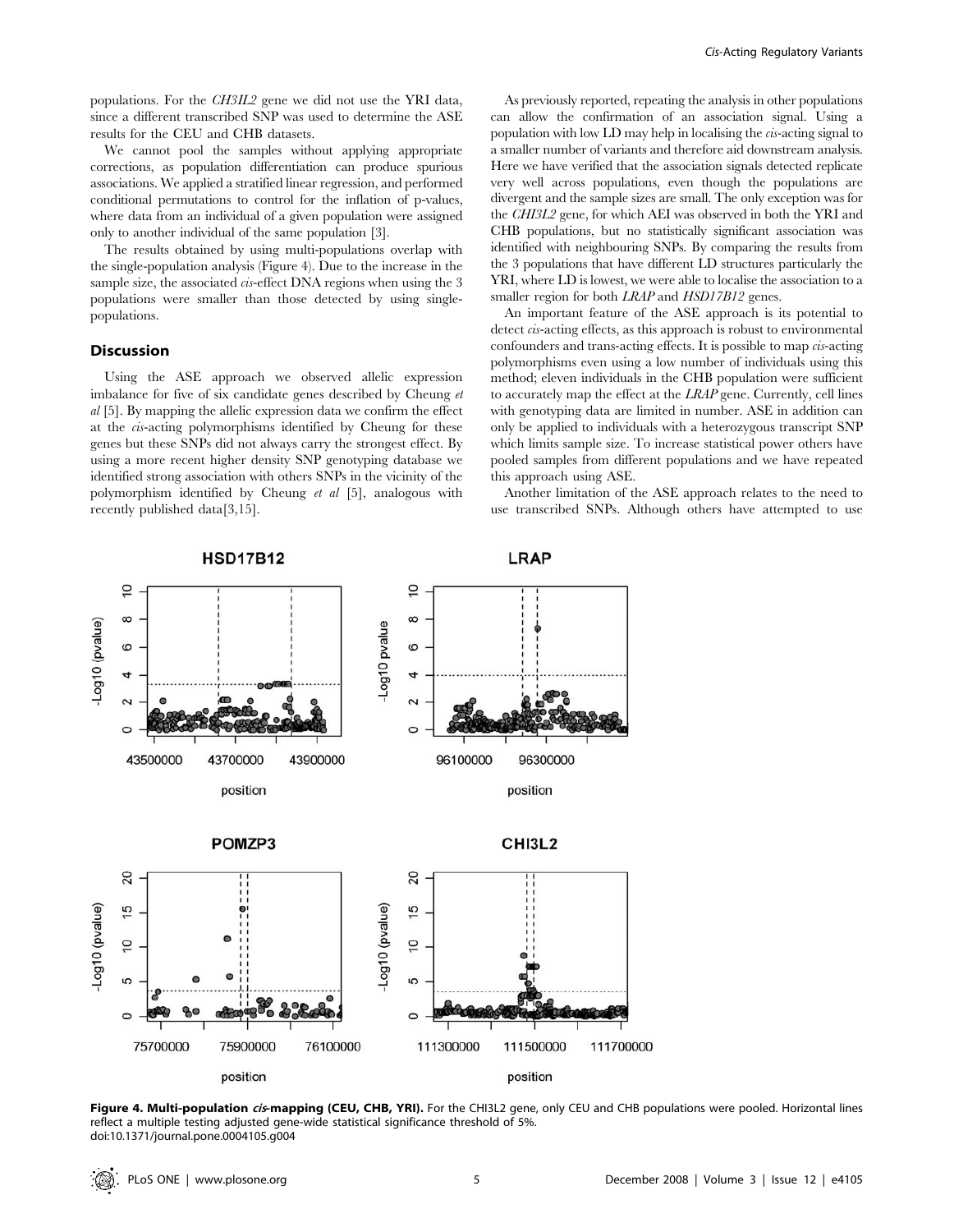populations. For the *CH3IL2* gene we did not use the YRI data, since a different transcribed SNP was used to determine the ASE results for the CEU and CHB datasets.

We cannot pool the samples without applying appropriate corrections, as population differentiation can produce spurious associations. We applied a stratified linear regression, and performed conditional permutations to control for the inflation of p-values, where data from an individual of a given population were assigned only to another individual of the same population [3].

The results obtained by using multi-populations overlap with the single-population analysis (Figure 4). Due to the increase in the sample size, the associated *cis*-effect DNA regions when using the 3 populations were smaller than those detected by using single-populations.

## Discussion

Using the ASE approach we observed allelic expression imbalance for five of six candidate genes described by Cheung *et al* [5]. By mapping the allelic expression data we confirm the effect at the *cis*-acting polymorphisms identified by Cheung for these genes but these SNPs did not always carry the strongest effect. By using a more recent higher density SNP genotyping database we identified strong association with others SNPs in the vicinity of the polymorphism identified by Cheung *et al* [5], analogous with recently published data[3,15].

As previously reported, repeating the analysis in other populations can allow the confirmation of an association signal. Using a population with low LD may help in localising the *cis*-acting signal to a smaller number of variants and therefore aid downstream analysis. Here we have verified that the association signals detected replicate very well across populations, even though the populations are divergent and the sample sizes are small. The only exception was for the *CHI3L2* gene, for which AEI was observed in both the YRI and CHB populations, but no statistically significant association was identified with neighbouring SNPs. By comparing the results from the 3 populations that have different LD structures particularly the YRI, where LD is lowest, we were able to localise the association to a smaller region for both *LRAP* and *HSD17B12* genes.

An important feature of the ASE approach is its potential to detect *cis*-acting effects, as this approach is robust to environmental confounders and trans-acting effects. It is possible to map *cis*-acting polymorphisms even using a low number of individuals using this method; eleven individuals in the CHB population were sufficient to accurately map the effect at the *LRAP* gene. Currently, cell lines with genotyping data are limited in number. ASE in addition can only be applied to individuals with a heterozygous transcript SNP which limits sample size. To increase statistical power others have pooled samples from different populations and we have repeated this approach using ASE.

Another limitation of the ASE approach relates to the need to use transcribed SNPs. Although others have attempted to use

**Figure 4. Multi-population *cis*-mapping (CEU, CHB, YRI).** For the CHI3L2 gene, only CEU and CHB populations were pooled. Horizontal lines reflect a multiple testing adjusted gene-wide statistical significance threshold of 5%.
doi:10.1371/journal.pone.0004105.g004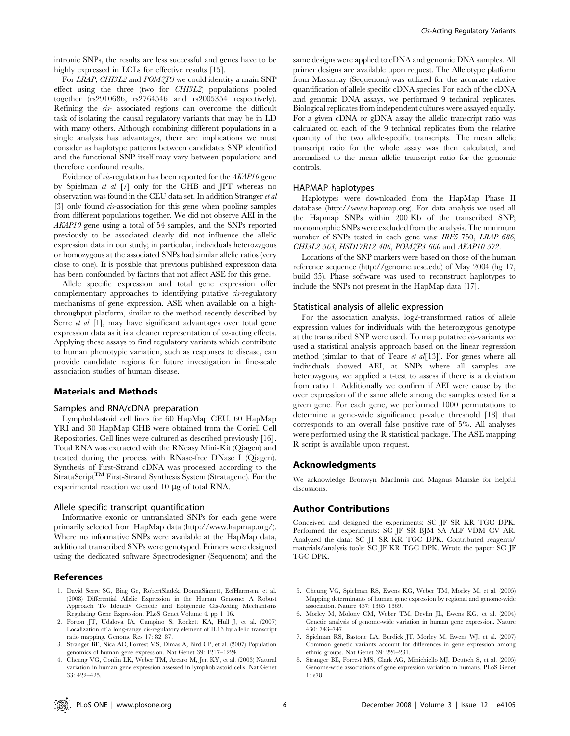intronic SNPs, the results are less successful and genes have to be highly expressed in LCLs for effective results [15].

For *LRAP*, *CHI3L2* and *POMZP3* we could identity a main SNP effect using the three (two for *CHI3L2*) populations pooled together (rs2910686, rs2764546 and rs2005354 respectively). Refining the *cis*- associated regions can overcome the difficult task of isolating the causal regulatory variants that may be in LD with many others. Although combining different populations in a single analysis has advantages, there are implications we must consider as haplotype patterns between candidates SNP identified and the functional SNP itself may vary between populations and therefore confound results.

Evidence of *cis*-regulation has been reported for the *AKAP10* gene by Spielman *et al* [7] only for the CHB and JPT whereas no observation was found in the CEU data set. In addition Stranger *et al* [3] only found *cis*-association for this gene when pooling samples from different populations together. We did not observe AEI in the *AKAP10* gene using a total of 54 samples, and the SNPs reported previously to be associated clearly did not influence the allelic expression data in our study; in particular, individuals heterozygous or homozygous at the associated SNPs had similar allelic ratios (very close to one). It is possible that previous published expression data has been confounded by factors that not affect ASE for this gene.

Allele specific expression and total gene expression offer complementary approaches to identifying putative *cis*-regulatory mechanisms of gene expression. ASE when available on a high-throughput platform, similar to the method recently described by Serre *et al* [1], may have significant advantages over total gene expression data as it is a cleaner representation of *cis*-acting effects. Applying these assays to find regulatory variants which contribute to human phenotypic variation, such as responses to disease, can provide candidate regions for future investigation in fine-scale association studies of human disease.

## Materials and Methods

### Samples and RNA/cDNA preparation

Lymphoblastoid cell lines for 60 HapMap CEU, 60 HapMap YRI and 30 HapMap CHB were obtained from the Coriell Cell Repositories. Cell lines were cultured as described previously [16]. Total RNA was extracted with the RNeasy Mini-Kit (Qiagen) and treated during the process with RNase-free DNase I (Qiagen). Synthesis of First-Strand cDNA was processed according to the StrataScript™ First-Strand Synthesis System (Stratagene). For the experimental reaction we used 10 µg of total RNA.

### Allele specific transcript quantification

Informative exonic or untranslated SNPs for each gene were primarily selected from HapMap data (http://www.hapmap.org/). Where no informative SNPs were available at the HapMap data, additional transcribed SNPs were genotyped. Primers were designed using the dedicated software Spectrodesigner (Sequenom) and the same designs were applied to cDNA and genomic DNA samples. All primer designs are available upon request. The Allelotype platform from Massarray (Sequenom) was utilized for the accurate relative quantification of allele specific cDNA species. For each of the cDNA and genomic DNA assays, we performed 9 technical replicates. Biological replicates from independent cultures were assayed equally. For a given cDNA or gDNA assay the allelic transcript ratio was calculated on each of the 9 technical replicates from the relative quantity of the two allele-specific transcripts. The mean allelic transcript ratio for the whole assay was then calculated, and normalised to the mean allelic transcript ratio for the genomic controls.

### HAPMAP haplotypes

Haplotypes were downloaded from the HapMap Phase II database (http://www.hapmap.org). For data analysis we used all the Hapmap SNPs within 200 Kb of the transcribed SNP; monomorphic SNPs were excluded from the analysis. The minimum number of SNPs tested in each gene was: *IRF5* 750, *LRAP 686*, *CHI3L2 563*, *HSD17B12 406*, *POMZP3 660* and *AKAP10 572*.

Locations of the SNP markers were based on those of the human reference sequence (http://genome.ucsc.edu) of May 2004 (hg 17, build 35). Phase software was used to reconstruct haplotypes to include the SNPs not present in the HapMap data [17].

### Statistical analysis of allelic expression

For the association analysis, log2-transformed ratios of allele expression values for individuals with the heterozygous genotype at the transcribed SNP were used. To map putative *cis*-variants we used a statistical analysis approach based on the linear regression method (similar to that of Teare *et al*[13]). For genes where all individuals showed AEI, at SNPs where all samples are heterozygous, we applied a t-test to assess if there is a deviation from ratio 1. Additionally we confirm if AEI were cause by the over expression of the same allele among the samples tested for a given gene. For each gene, we performed 1000 permutations to determine a gene-wide significance p-value threshold [18] that corresponds to an overall false positive rate of 5%. All analyses were performed using the R statistical package. The ASE mapping R script is available upon request.

## Acknowledgments

We acknowledge Bronwyn MacInnis and Magnus Manske for helpful discussions.

## Author Contributions

Conceived and designed the experiments: SC JF SR KR TGC DPK. Performed the experiments: SC JF SR BJM SA AEF VDM CV AR. Analyzed the data: SC JF SR KR TGC DPK. Contributed reagents/materials/analysis tools: SC JF KR TGC DPK. Wrote the paper: SC JF TGC DPK.

## References

1. David Serre SG, Bing Ge, RobertSladek, DonnaSinnett, EefHarmsen, et al. (2008) Differential Allelic Expression in the Human Genome: A Robust Approach To Identify Genetic and Epigenetic Cis-Acting Mechanisms Regulating Gene Expression. PLoS Genet Volume 4. pp 1–16.
2. Forton JT, Udalova IA, Campino S, Rockett KA, Hull J, et al. (2007) Localization of a long-range cis-regulatory element of IL13 by allelic transcript ratio mapping. Genome Res 17: 82–87.
3. Stranger BE, Nica AC, Forrest MS, Dimas A, Bird CP, et al. (2007) Population genomics of human gene expression. Nat Genet 39: 1217–1224.
4. Cheung VG, Conlin LK, Weber TM, Arcaro M, Jen KY, et al. (2003) Natural variation in human gene expression assessed in lymphoblastoid cells. Nat Genet 33: 422–425.
5. Cheung VG, Spielman RS, Ewens KG, Weber TM, Morley M, et al. (2005) Mapping determinants of human gene expression by regional and genome-wide association. Nature 437: 1365–1369.
6. Morley M, Molony CM, Weber TM, Devlin JL, Ewens KG, et al. (2004) Genetic analysis of genome-wide variation in human gene expression. Nature 430: 743–747.
7. Spielman RS, Bastone LA, Burdick JT, Morley M, Ewens WJ, et al. (2007) Common genetic variants account for differences in gene expression among ethnic groups. Nat Genet 39: 226–231.
8. Stranger BE, Forrest MS, Clark AG, Minichiello MJ, Deutsch S, et al. (2005) Genome-wide associations of gene expression variation in humans. PLoS Genet 1: e78.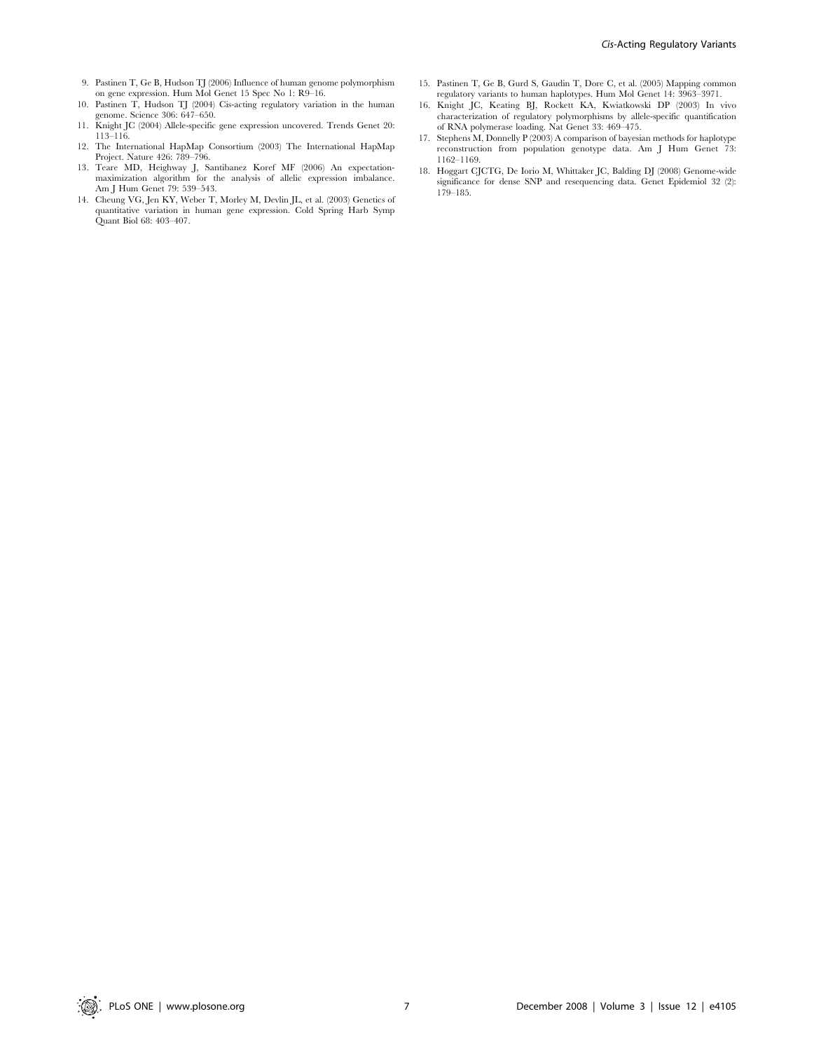9. Pastinen T, Ge B, Hudson TJ (2006) Influence of human genome polymorphism on gene expression. Hum Mol Genet 15 Spec No 1: R9–16.
10. Pastinen T, Hudson TJ (2004) Cis-acting regulatory variation in the human genome. Science 306: 647–650.
11. Knight JC (2004) Allele-specific gene expression uncovered. Trends Genet 20: 113–116.
12. The International HapMap Consortium (2003) The International HapMap Project. Nature 426: 789–796.
13. Teare MD, Heighway J, Santibanez Koref MF (2006) An expectation-maximization algorithm for the analysis of allelic expression imbalance. Am J Hum Genet 79: 539–543.
14. Cheung VG, Jen KY, Weber T, Morley M, Devlin JL, et al. (2003) Genetics of quantitative variation in human gene expression. Cold Spring Harb Symp Quant Biol 68: 403–407.
15. Pastinen T, Ge B, Gurd S, Gaudin T, Dore C, et al. (2005) Mapping common regulatory variants to human haplotypes. Hum Mol Genet 14: 3963–3971.
16. Knight JC, Keating BJ, Rockett KA, Kwiatkowski DP (2003) In vivo characterization of regulatory polymorphisms by allele-specific quantification of RNA polymerase loading. Nat Genet 33: 469–475.
17. Stephens M, Donnelly P (2003) A comparison of bayesian methods for haplotype reconstruction from population genotype data. Am J Hum Genet 73: 1162–1169.
18. Hoggart CJCTG, De Iorio M, Whittaker JC, Balding DJ (2008) Genome-wide significance for dense SNP and resequencing data. Genet Epidemiol 32 (2): 179–185.